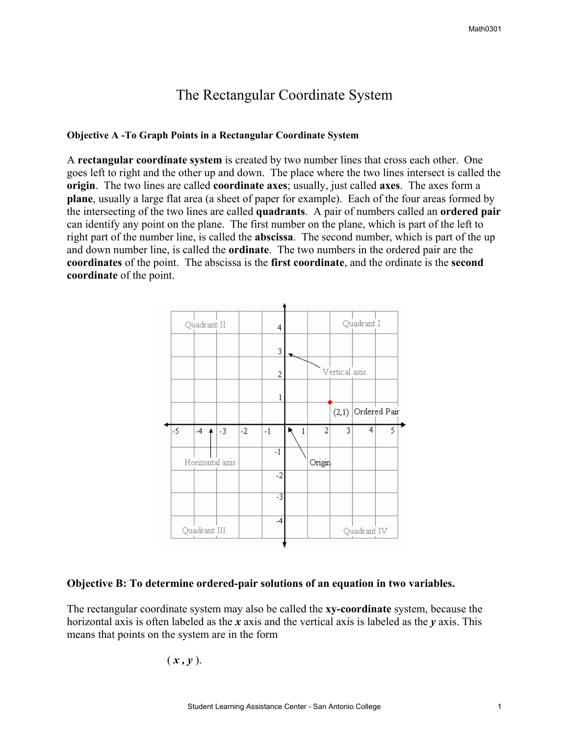# The Rectangular Coordinate System

**Objective A -To Graph Points in a Rectangular Coordinate System**

A **rectangular coordínate system** is created by two number lines that cross each other. One goes left to right and the other up and down. The place where the two lines intersect is called the **origin**. The two lines are called **coordinate axes**; usually, just called **axes**. The axes form a **plane**, usually a large flat area (a sheet of paper for example). Each of the four areas formed by the intersecting of the two lines are called **quadrants**. A pair of numbers called an **ordered pair** can identify any point on the plane. The first number on the plane, which is part of the left to right part of the number line, is called the **abscissa**. The second number, which is part of the up and down number line, is called the **ordinate**. The two numbers in the ordered pair are the **coordinates** of the point. The abscissa is the **first coordinate**, and the ordinate is the **second coordinate** of the point.

**Objective B: To determine ordered-pair solutions of an equation in two variables.**

The rectangular coordinate system may also be called the **xy-coordinate** system, because the horizontal axis is often labeled as the ***x*** axis and the vertical axis is labeled as the ***y*** axis. This means that points on the system are in the form

$$( x , y ).$$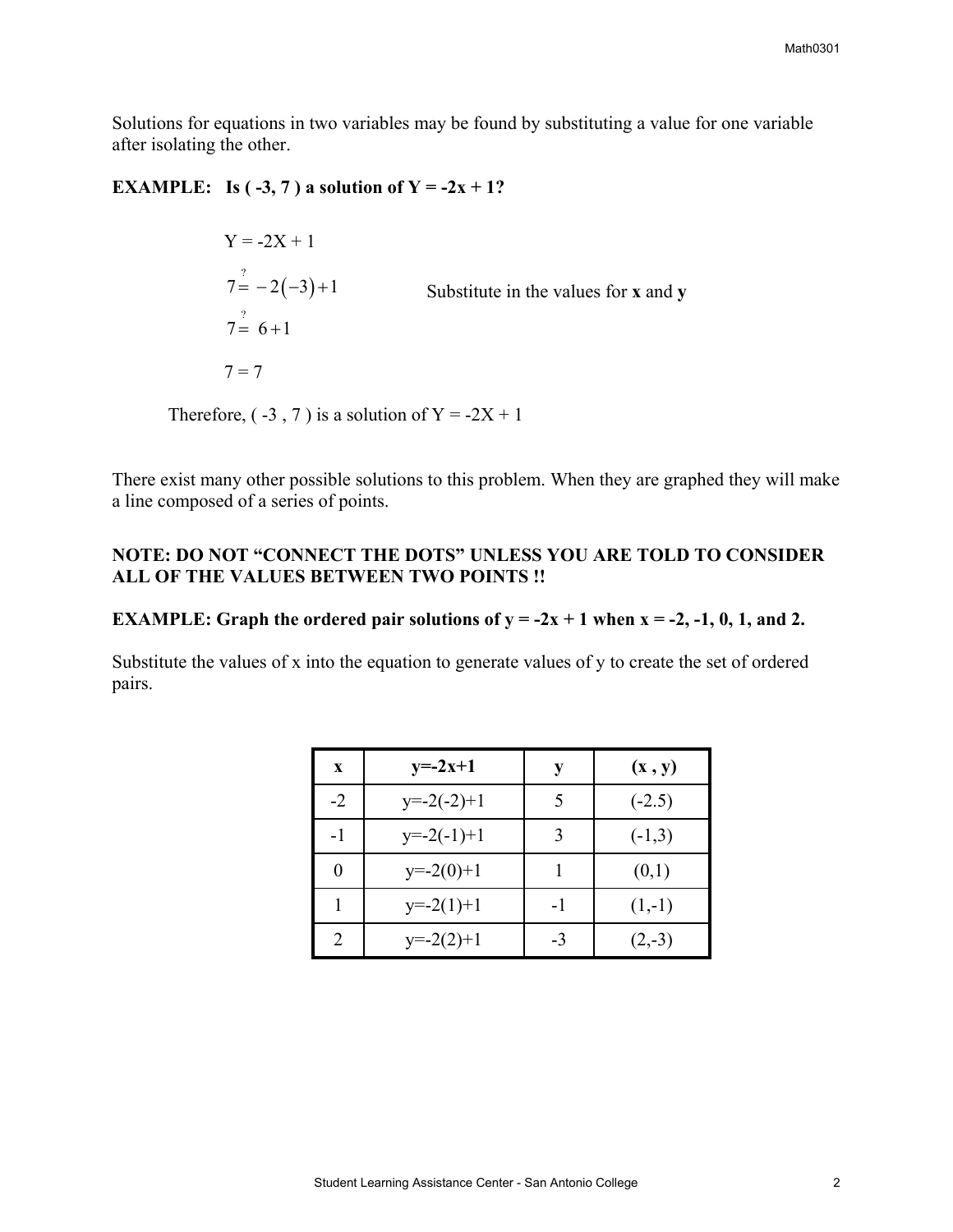Solutions for equations in two variables may be found by substituting a value for one variable after isolating the other.

**EXAMPLE: Is ( -3, 7 ) a solution of Y = -2x + 1?**

$$Y = -2X + 1$$

$$7 \stackrel{?}{=} -2(-3) + 1 \qquad \text{Substitute in the values for } \mathbf{x} \text{ and } \mathbf{y}$$

$$7 \stackrel{?}{=} 6 + 1$$

$$7 = 7$$

Therefore, ( -3 , 7 ) is a solution of Y = -2X + 1

There exist many other possible solutions to this problem. When they are graphed they will make a line composed of a series of points.

**NOTE: DO NOT "CONNECT THE DOTS" UNLESS YOU ARE TOLD TO CONSIDER ALL OF THE VALUES BETWEEN TWO POINTS !!**

**EXAMPLE: Graph the ordered pair solutions of y = -2x + 1 when x = -2, -1, 0, 1, and 2.**

Substitute the values of x into the equation to generate values of y to create the set of ordered pairs.

| x | y=-2x+1 | y | (x , y) |
|---|---|---|---|
| -2 | y=-2(-2)+1 | 5 | (-2.5) |
| -1 | y=-2(-1)+1 | 3 | (-1,3) |
| 0 | y=-2(0)+1 | 1 | (0,1) |
| 1 | y=-2(1)+1 | -1 | (1,-1) |
| 2 | y=-2(2)+1 | -3 | (2,-3) |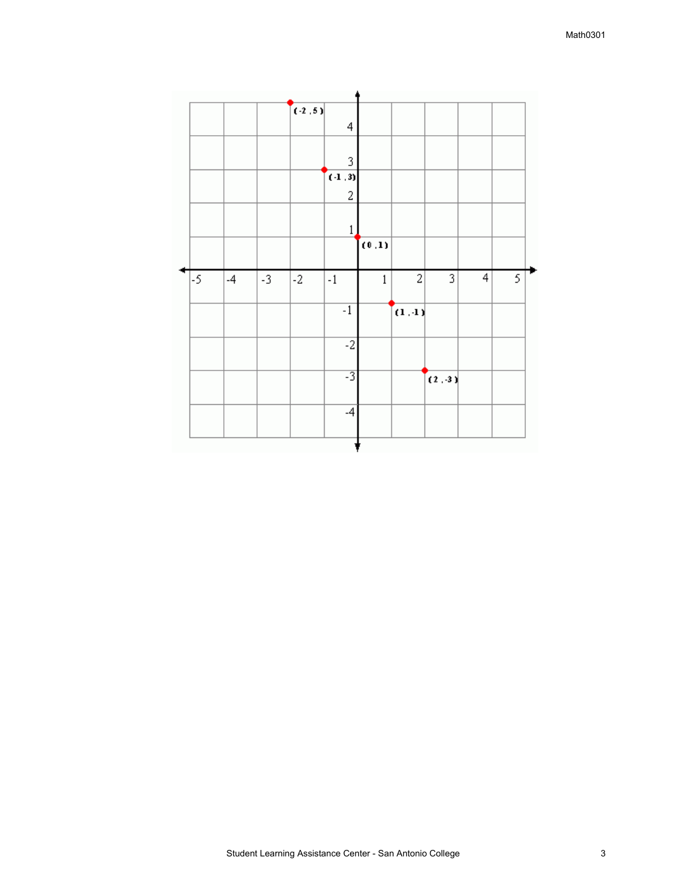(-2 , 5)

(-1 , 3)

(0 , 1)

(1 , -1)

(2 , -3)

-5 -4 -3 -2 -1 1 2 3 4 5

4 3 2 1 -1 -2 -3 -4